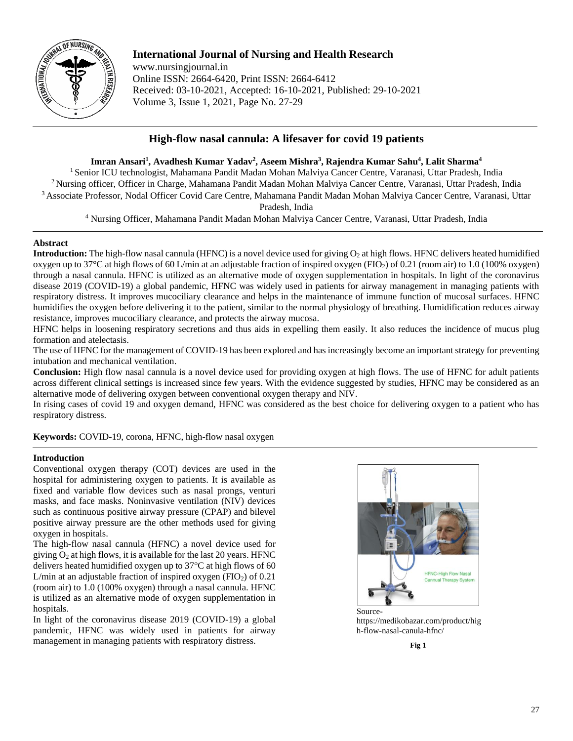# High-flow nasal cannula: A lifesaver for covid 19 patients

**Imran Ansari[1], Avadhesh Kumar Yadav[2], Aseem Mishra[3], Rajendra Kumar Sahu[4], Lalit Sharma[4]**

[1] Senior ICU technologist, Mahamana Pandit Madan Mohan Malviya Cancer Centre, Varanasi, Uttar Pradesh, India
[2] Nursing officer, Officer in Charge, Mahamana Pandit Madan Mohan Malviya Cancer Centre, Varanasi, Uttar Pradesh, India
[3] Associate Professor, Nodal Officer Covid Care Centre, Mahamana Pandit Madan Mohan Malviya Cancer Centre, Varanasi, Uttar Pradesh, India
[4] Nursing Officer, Mahamana Pandit Madan Mohan Malviya Cancer Centre, Varanasi, Uttar Pradesh, India

## Abstract

**Introduction:** The high-flow nasal cannula (HFNC) is a novel device used for giving $O_2$ at high flows. HFNC delivers heated humidified oxygen up to 37°C at high flows of 60 L/min at an adjustable fraction of inspired oxygen ($FIO_2$) of 0.21 (room air) to 1.0 (100% oxygen) through a nasal cannula. HFNC is utilized as an alternative mode of oxygen supplementation in hospitals. In light of the coronavirus disease 2019 (COVID-19) a global pandemic, HFNC was widely used in patients for airway management in managing patients with respiratory distress. It improves mucociliary clearance and helps in the maintenance of immune function of mucosal surfaces. HFNC humidifies the oxygen before delivering it to the patient, similar to the normal physiology of breathing. Humidification reduces airway resistance, improves mucociliary clearance, and protects the airway mucosa.

HFNC helps in loosening respiratory secretions and thus aids in expelling them easily. It also reduces the incidence of mucus plug formation and atelectasis.

The use of HFNC for the management of COVID-19 has been explored and has increasingly become an important strategy for preventing intubation and mechanical ventilation.

**Conclusion:** High flow nasal cannula is a novel device used for providing oxygen at high flows. The use of HFNC for adult patients across different clinical settings is increased since few years. With the evidence suggested by studies, HFNC may be considered as an alternative mode of delivering oxygen between conventional oxygen therapy and NIV.

In rising cases of covid 19 and oxygen demand, HFNC was considered as the best choice for delivering oxygen to a patient who has respiratory distress.

**Keywords:** COVID-19, corona, HFNC, high-flow nasal oxygen

## Introduction

Conventional oxygen therapy (COT) devices are used in the hospital for administering oxygen to patients. It is available as fixed and variable flow devices such as nasal prongs, venturi masks, and face masks. Noninvasive ventilation (NIV) devices such as continuous positive airway pressure (CPAP) and bilevel positive airway pressure are the other methods used for giving oxygen in hospitals.

The high-flow nasal cannula (HFNC) a novel device used for giving $O_2$ at high flows, it is available for the last 20 years. HFNC delivers heated humidified oxygen up to 37°C at high flows of 60 L/min at an adjustable fraction of inspired oxygen ($FIO_2$) of 0.21 (room air) to 1.0 (100% oxygen) through a nasal cannula. HFNC is utilized as an alternative mode of oxygen supplementation in hospitals.

In light of the coronavirus disease 2019 (COVID-19) a global pandemic, HFNC was widely used in patients for airway management in managing patients with respiratory distress.

Source- https://medikobazar.com/product/high-flow-nasal-canula-hfnc/

**Fig 1**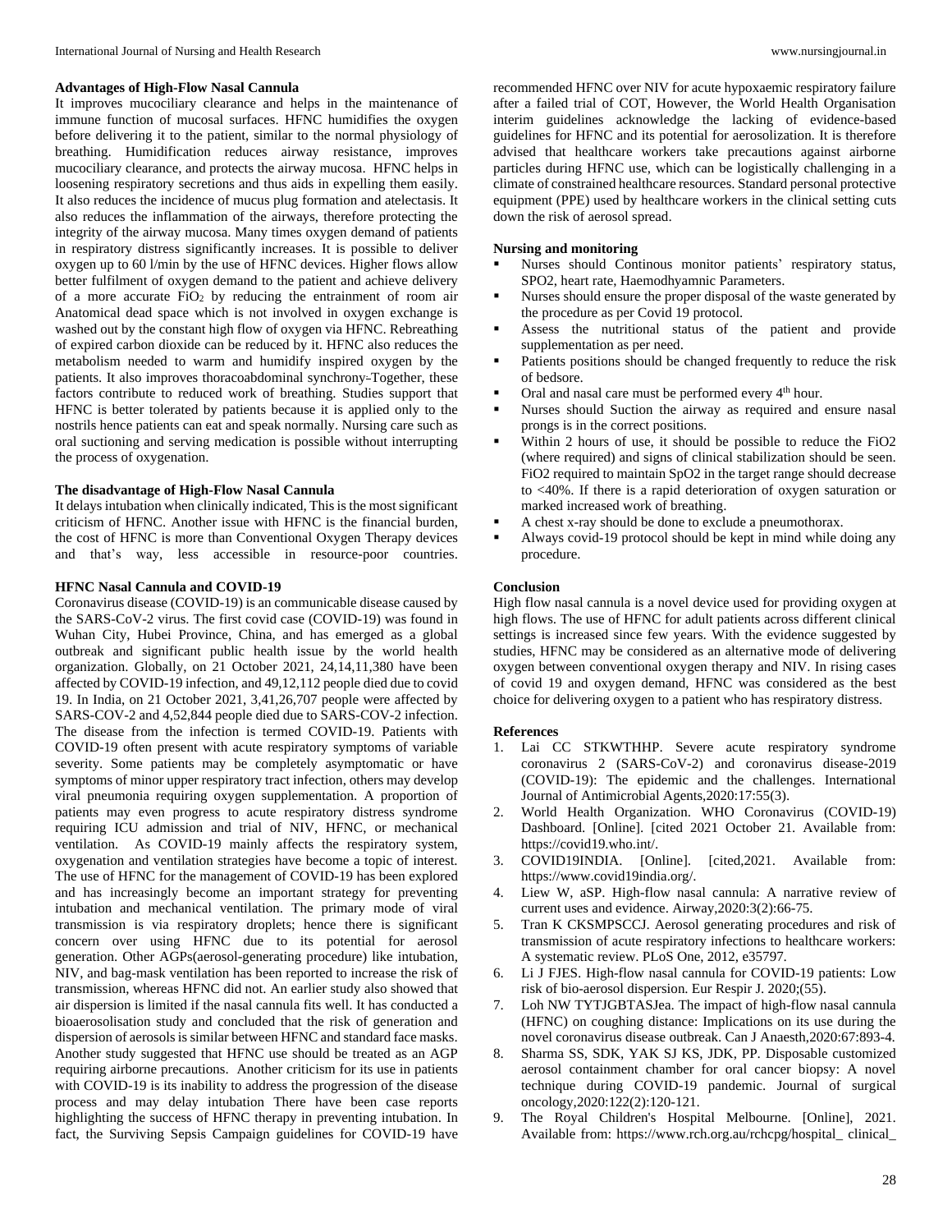### Advantages of High-Flow Nasal Cannula

It improves mucociliary clearance and helps in the maintenance of immune function of mucosal surfaces. HFNC humidifies the oxygen before delivering it to the patient, similar to the normal physiology of breathing. Humidification reduces airway resistance, improves mucociliary clearance, and protects the airway mucosa. HFNC helps in loosening respiratory secretions and thus aids in expelling them easily. It also reduces the incidence of mucus plug formation and atelectasis. It also reduces the inflammation of the airways, therefore protecting the integrity of the airway mucosa. Many times oxygen demand of patients in respiratory distress significantly increases. It is possible to deliver oxygen up to 60 l/min by the use of HFNC devices. Higher flows allow better fulfilment of oxygen demand to the patient and achieve delivery of a more accurate $FiO_2$ by reducing the entrainment of room air Anatomical dead space which is not involved in oxygen exchange is washed out by the constant high flow of oxygen via HFNC. Rebreathing of expired carbon dioxide can be reduced by it. HFNC also reduces the metabolism needed to warm and humidify inspired oxygen by the patients. It also improves thoracoabdominal synchrony-Together, these factors contribute to reduced work of breathing. Studies support that HFNC is better tolerated by patients because it is applied only to the nostrils hence patients can eat and speak normally. Nursing care such as oral suctioning and serving medication is possible without interrupting the process of oxygenation.

### The disadvantage of High-Flow Nasal Cannula

It delays intubation when clinically indicated, This is the most significant criticism of HFNC. Another issue with HFNC is the financial burden, the cost of HFNC is more than Conventional Oxygen Therapy devices and that's way, less accessible in resource-poor countries.

### HFNC Nasal Cannula and COVID-19

Coronavirus disease (COVID-19) is an communicable disease caused by the SARS-CoV-2 virus. The first covid case (COVID-19) was found in Wuhan City, Hubei Province, China, and has emerged as a global outbreak and significant public health issue by the world health organization. Globally, on 21 October 2021, 24,14,11,380 have been affected by COVID-19 infection, and 49,12,112 people died due to covid 19. In India, on 21 October 2021, 3,41,26,707 people were affected by SARS-COV-2 and 4,52,844 people died due to SARS-COV-2 infection. The disease from the infection is termed COVID-19. Patients with COVID-19 often present with acute respiratory symptoms of variable severity. Some patients may be completely asymptomatic or have symptoms of minor upper respiratory tract infection, others may develop viral pneumonia requiring oxygen supplementation. A proportion of patients may even progress to acute respiratory distress syndrome requiring ICU admission and trial of NIV, HFNC, or mechanical ventilation. As COVID-19 mainly affects the respiratory system, oxygenation and ventilation strategies have become a topic of interest. The use of HFNC for the management of COVID-19 has been explored and has increasingly become an important strategy for preventing intubation and mechanical ventilation. The primary mode of viral transmission is via respiratory droplets; hence there is significant concern over using HFNC due to its potential for aerosol generation. Other AGPs(aerosol-generating procedure) like intubation, NIV, and bag-mask ventilation has been reported to increase the risk of transmission, whereas HFNC did not. An earlier study also showed that air dispersion is limited if the nasal cannula fits well. It has conducted a bioaerosolisation study and concluded that the risk of generation and dispersion of aerosols is similar between HFNC and standard face masks. Another study suggested that HFNC use should be treated as an AGP requiring airborne precautions. Another criticism for its use in patients with COVID-19 is its inability to address the progression of the disease process and may delay intubation There have been case reports highlighting the success of HFNC therapy in preventing intubation. In fact, the Surviving Sepsis Campaign guidelines for COVID-19 have recommended HFNC over NIV for acute hypoxaemic respiratory failure after a failed trial of COT, However, the World Health Organisation interim guidelines acknowledge the lacking of evidence-based guidelines for HFNC and its potential for aerosolization. It is therefore advised that healthcare workers take precautions against airborne particles during HFNC use, which can be logistically challenging in a climate of constrained healthcare resources. Standard personal protective equipment (PPE) used by healthcare workers in the clinical setting cuts down the risk of aerosol spread.

### Nursing and monitoring

- Nurses should Continous monitor patients' respiratory status, SPO2, heart rate, Haemodhyamnic Parameters.
- Nurses should ensure the proper disposal of the waste generated by the procedure as per Covid 19 protocol.
- Assess the nutritional status of the patient and provide supplementation as per need.
- Patients positions should be changed frequently to reduce the risk of bedsore.
- Oral and nasal care must be performed every 4th hour.
- Nurses should Suction the airway as required and ensure nasal prongs is in the correct positions.
- Within 2 hours of use, it should be possible to reduce the FiO2 (where required) and signs of clinical stabilization should be seen. FiO2 required to maintain SpO2 in the target range should decrease to <40%. If there is a rapid deterioration of oxygen saturation or marked increased work of breathing.
- A chest x-ray should be done to exclude a pneumothorax.
- Always covid-19 protocol should be kept in mind while doing any procedure.

### Conclusion

High flow nasal cannula is a novel device used for providing oxygen at high flows. The use of HFNC for adult patients across different clinical settings is increased since few years. With the evidence suggested by studies, HFNC may be considered as an alternative mode of delivering oxygen between conventional oxygen therapy and NIV. In rising cases of covid 19 and oxygen demand, HFNC was considered as the best choice for delivering oxygen to a patient who has respiratory distress.

### References

1. Lai CC STKWTHHP. Severe acute respiratory syndrome coronavirus 2 (SARS-CoV-2) and coronavirus disease-2019 (COVID-19): The epidemic and the challenges. International Journal of Antimicrobial Agents,2020:17:55(3).
2. World Health Organization. WHO Coronavirus (COVID-19) Dashboard. [Online]. [cited 2021 October 21. Available from: https://covid19.who.int/.
3. COVID19INDIA. [Online]. [cited,2021. Available from: https://www.covid19india.org/.
4. Liew W, aSP. High-flow nasal cannula: A narrative review of current uses and evidence. Airway,2020:3(2):66-75.
5. Tran K CKSMPSCCJ. Aerosol generating procedures and risk of transmission of acute respiratory infections to healthcare workers: A systematic review. PLoS One, 2012, e35797.
6. Li J FJES. High-flow nasal cannula for COVID-19 patients: Low risk of bio-aerosol dispersion. Eur Respir J. 2020;(55).
7. Loh NW TYTJGBTASJea. The impact of high-flow nasal cannula (HFNC) on coughing distance: Implications on its use during the novel coronavirus disease outbreak. Can J Anaesth,2020:67:893-4.
8. Sharma SS, SDK, YAK SJ KS, JDK, PP. Disposable customized aerosol containment chamber for oral cancer biopsy: A novel technique during COVID-19 pandemic. Journal of surgical oncology,2020:122(2):120-121.
9. The Royal Children's Hospital Melbourne. [Online], 2021. Available from: https://www.rch.org.au/rchcpg/hospital_ clinical_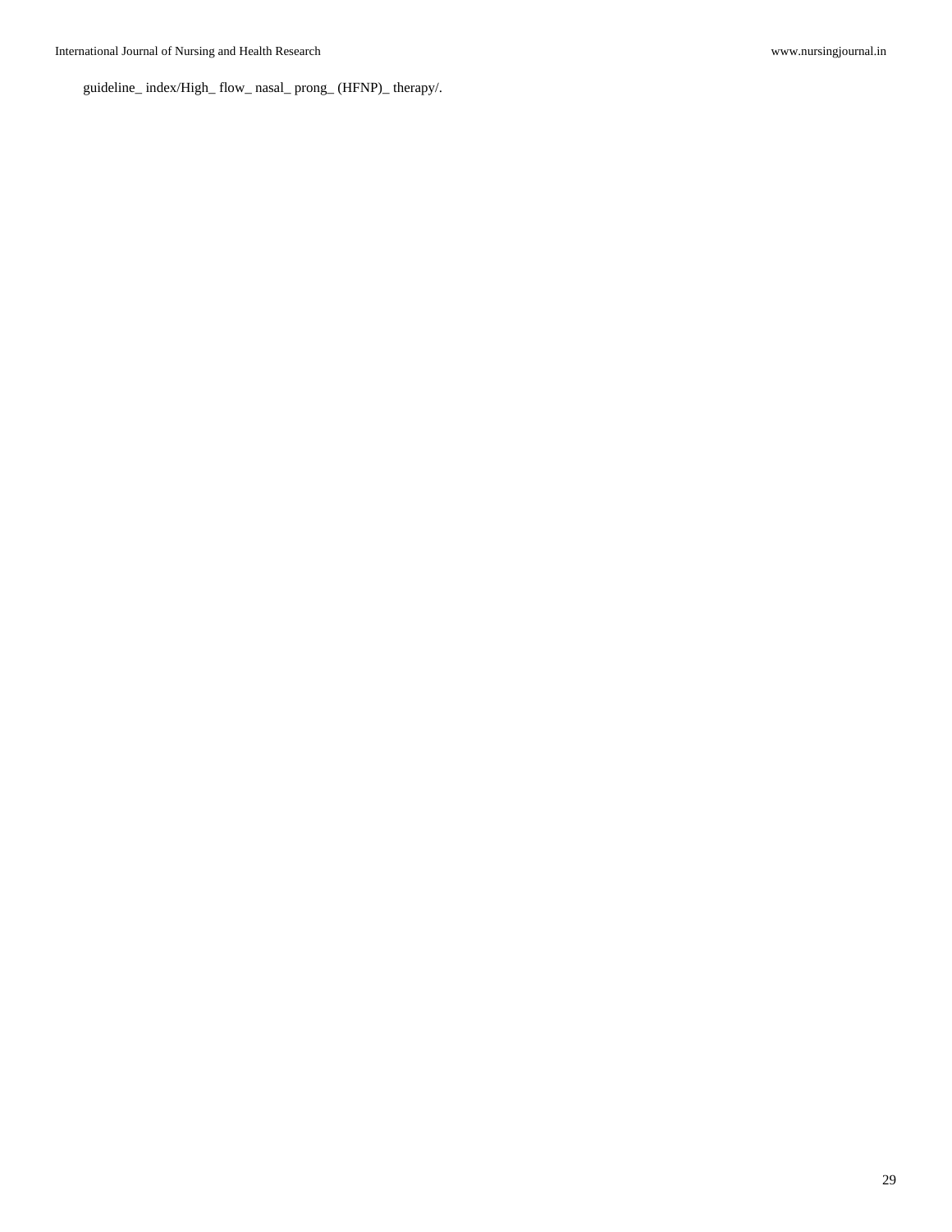guideline_ index/High_ flow_ nasal_ prong_ (HFNP)_ therapy/.